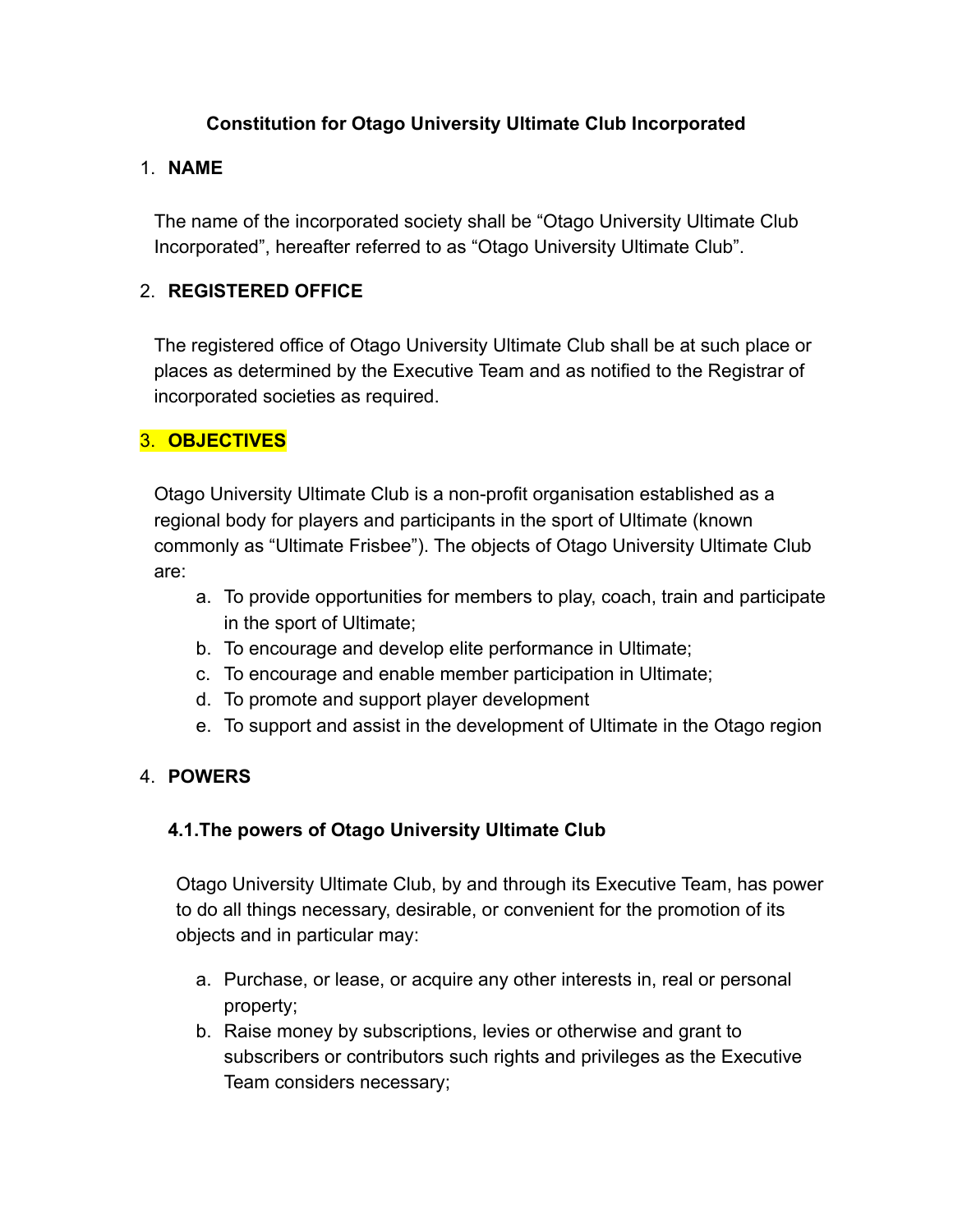# Constitution for Otago University Ultimate Club Incorporated

## 1. NAME

The name of the incorporated society shall be “Otago University Ultimate Club Incorporated”, hereafter referred to as “Otago University Ultimate Club”.

## 2. REGISTERED OFFICE

The registered office of Otago University Ultimate Club shall be at such place or places as determined by the Executive Team and as notified to the Registrar of incorporated societies as required.

## 3. OBJECTIVES

Otago University Ultimate Club is a non-profit organisation established as a regional body for players and participants in the sport of Ultimate (known commonly as “Ultimate Frisbee”). The objects of Otago University Ultimate Club are:

a. To provide opportunities for members to play, coach, train and participate in the sport of Ultimate;
b. To encourage and develop elite performance in Ultimate;
c. To encourage and enable member participation in Ultimate;
d. To promote and support player development
e. To support and assist in the development of Ultimate in the Otago region

## 4. POWERS

### 4.1. The powers of Otago University Ultimate Club

Otago University Ultimate Club, by and through its Executive Team, has power to do all things necessary, desirable, or convenient for the promotion of its objects and in particular may:

a. Purchase, or lease, or acquire any other interests in, real or personal property;
b. Raise money by subscriptions, levies or otherwise and grant to subscribers or contributors such rights and privileges as the Executive Team considers necessary;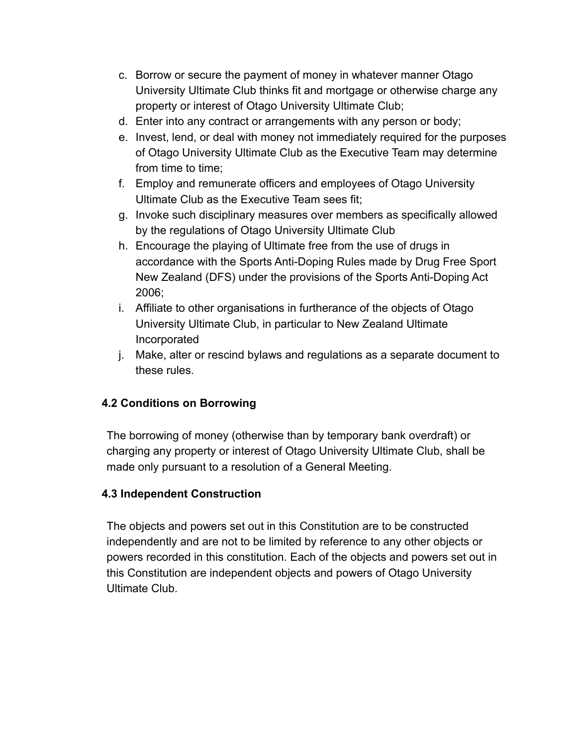c. Borrow or secure the payment of money in whatever manner Otago University Ultimate Club thinks fit and mortgage or otherwise charge any property or interest of Otago University Ultimate Club;
d. Enter into any contract or arrangements with any person or body;
e. Invest, lend, or deal with money not immediately required for the purposes of Otago University Ultimate Club as the Executive Team may determine from time to time;
f. Employ and remunerate officers and employees of Otago University Ultimate Club as the Executive Team sees fit;
g. Invoke such disciplinary measures over members as specifically allowed by the regulations of Otago University Ultimate Club
h. Encourage the playing of Ultimate free from the use of drugs in accordance with the Sports Anti-Doping Rules made by Drug Free Sport New Zealand (DFS) under the provisions of the Sports Anti-Doping Act 2006;
i. Affiliate to other organisations in furtherance of the objects of Otago University Ultimate Club, in particular to New Zealand Ultimate Incorporated
j. Make, alter or rescind bylaws and regulations as a separate document to these rules.

### 4.2 Conditions on Borrowing

The borrowing of money (otherwise than by temporary bank overdraft) or charging any property or interest of Otago University Ultimate Club, shall be made only pursuant to a resolution of a General Meeting.

### 4.3 Independent Construction

The objects and powers set out in this Constitution are to be constructed independently and are not to be limited by reference to any other objects or powers recorded in this constitution. Each of the objects and powers set out in this Constitution are independent objects and powers of Otago University Ultimate Club.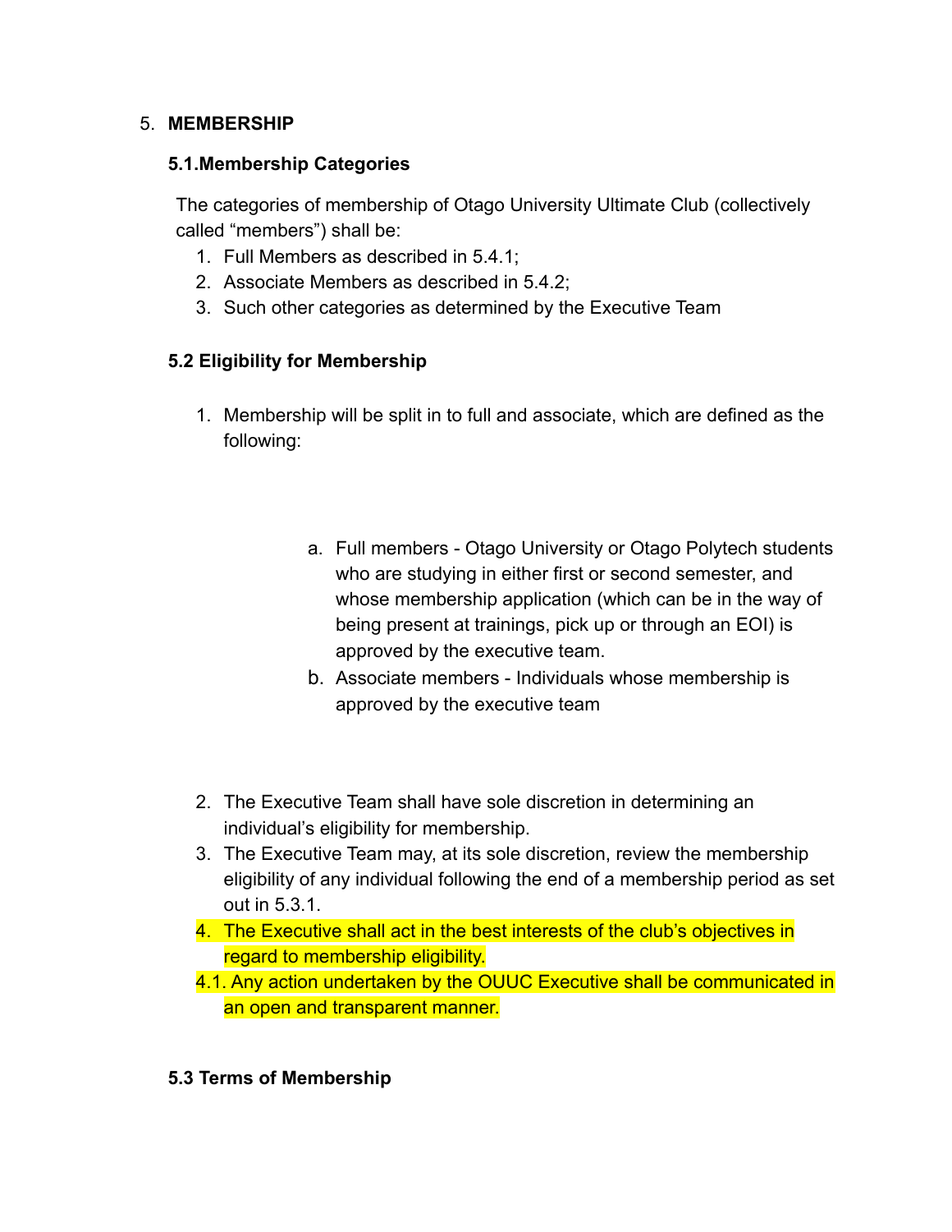5. **MEMBERSHIP**

**5.1.Membership Categories**

The categories of membership of Otago University Ultimate Club (collectively called "members") shall be:

1. Full Members as described in 5.4.1;
2. Associate Members as described in 5.4.2;
3. Such other categories as determined by the Executive Team

**5.2 Eligibility for Membership**

1. Membership will be split in to full and associate, which are defined as the following:

   a. Full members - Otago University or Otago Polytech students who are studying in either first or second semester, and whose membership application (which can be in the way of being present at trainings, pick up or through an EOI) is approved by the executive team.
   b. Associate members - Individuals whose membership is approved by the executive team

2. The Executive Team shall have sole discretion in determining an individual's eligibility for membership.
3. The Executive Team may, at its sole discretion, review the membership eligibility of any individual following the end of a membership period as set out in 5.3.1.
4. The Executive shall act in the best interests of the club's objectives in regard to membership eligibility.

4.1. Any action undertaken by the OUUC Executive shall be communicated in an open and transparent manner.

**5.3 Terms of Membership**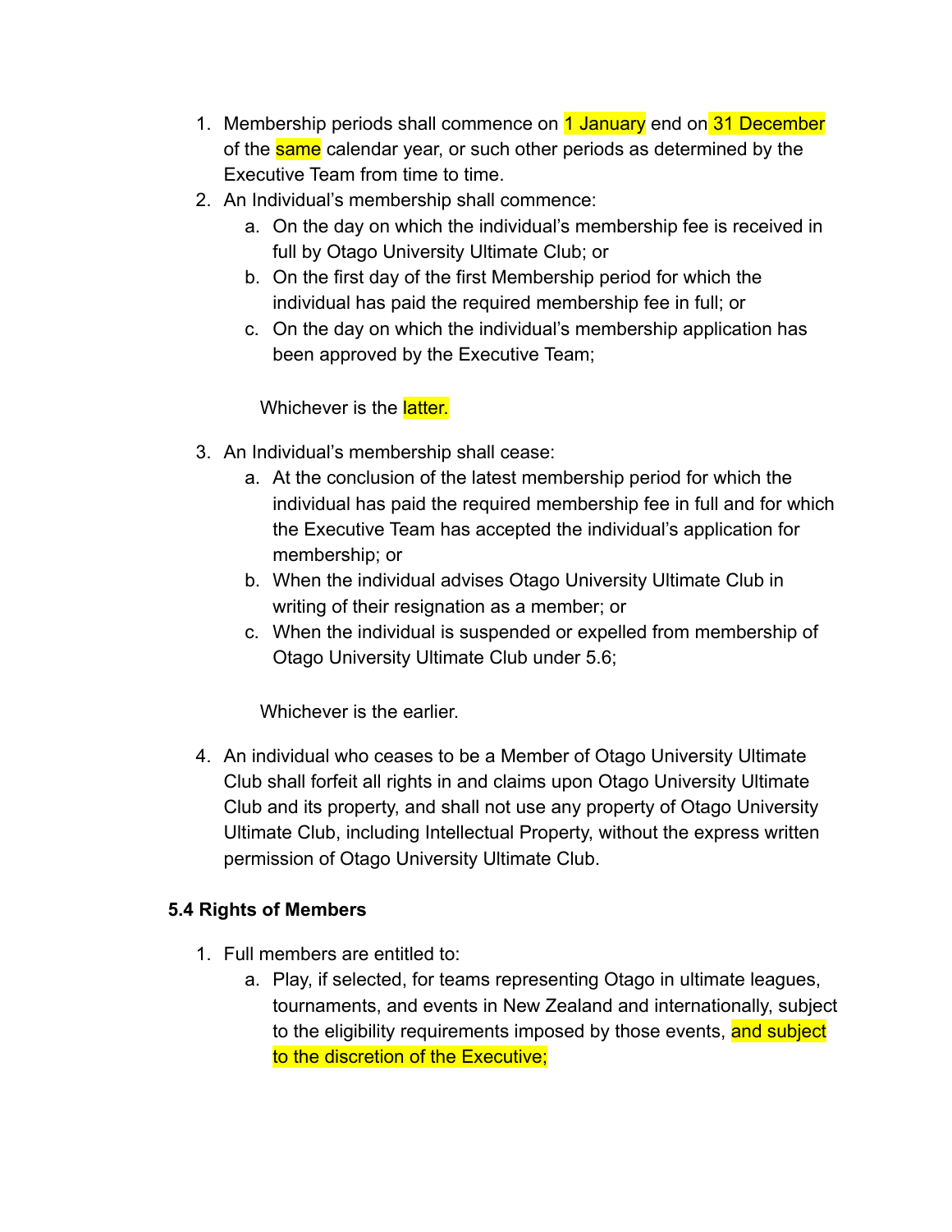1. Membership periods shall commence on 1 January end on 31 December of the same calendar year, or such other periods as determined by the Executive Team from time to time.
2. An Individual's membership shall commence:
   a. On the day on which the individual's membership fee is received in full by Otago University Ultimate Club; or
   b. On the first day of the first Membership period for which the individual has paid the required membership fee in full; or
   c. On the day on which the individual's membership application has been approved by the Executive Team;

   Whichever is the latter.

3. An Individual's membership shall cease:
   a. At the conclusion of the latest membership period for which the individual has paid the required membership fee in full and for which the Executive Team has accepted the individual's application for membership; or
   b. When the individual advises Otago University Ultimate Club in writing of their resignation as a member; or
   c. When the individual is suspended or expelled from membership of Otago University Ultimate Club under 5.6;

   Whichever is the earlier.

4. An individual who ceases to be a Member of Otago University Ultimate Club shall forfeit all rights in and claims upon Otago University Ultimate Club and its property, and shall not use any property of Otago University Ultimate Club, including Intellectual Property, without the express written permission of Otago University Ultimate Club.

**5.4 Rights of Members**

1. Full members are entitled to:
   a. Play, if selected, for teams representing Otago in ultimate leagues, tournaments, and events in New Zealand and internationally, subject to the eligibility requirements imposed by those events, and subject to the discretion of the Executive;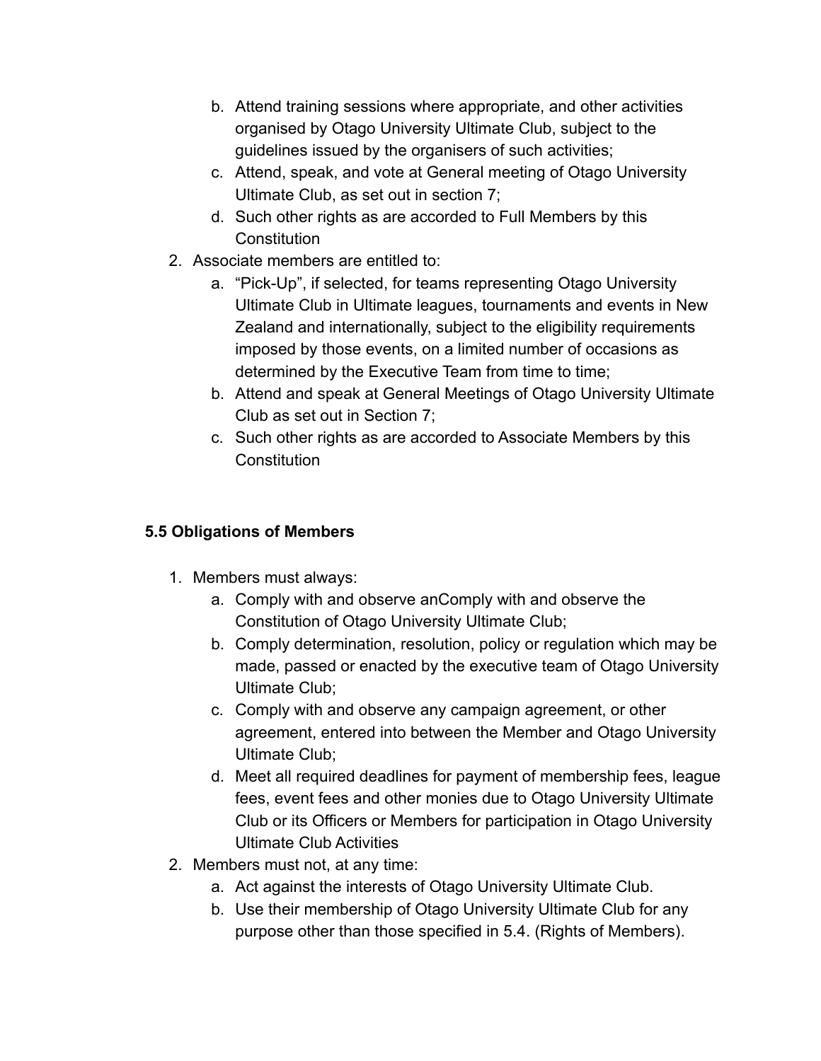b. Attend training sessions where appropriate, and other activities organised by Otago University Ultimate Club, subject to the guidelines issued by the organisers of such activities;
   c. Attend, speak, and vote at General meeting of Otago University Ultimate Club, as set out in section 7;
   d. Such other rights as are accorded to Full Members by this Constitution
2. Associate members are entitled to:
   a. "Pick-Up", if selected, for teams representing Otago University Ultimate Club in Ultimate leagues, tournaments and events in New Zealand and internationally, subject to the eligibility requirements imposed by those events, on a limited number of occasions as determined by the Executive Team from time to time;
   b. Attend and speak at General Meetings of Otago University Ultimate Club as set out in Section 7;
   c. Such other rights as are accorded to Associate Members by this Constitution

### 5.5 Obligations of Members

1. Members must always:
   a. Comply with and observe anComply with and observe the Constitution of Otago University Ultimate Club;
   b. Comply determination, resolution, policy or regulation which may be made, passed or enacted by the executive team of Otago University Ultimate Club;
   c. Comply with and observe any campaign agreement, or other agreement, entered into between the Member and Otago University Ultimate Club;
   d. Meet all required deadlines for payment of membership fees, league fees, event fees and other monies due to Otago University Ultimate Club or its Officers or Members for participation in Otago University Ultimate Club Activities
2. Members must not, at any time:
   a. Act against the interests of Otago University Ultimate Club.
   b. Use their membership of Otago University Ultimate Club for any purpose other than those specified in 5.4. (Rights of Members).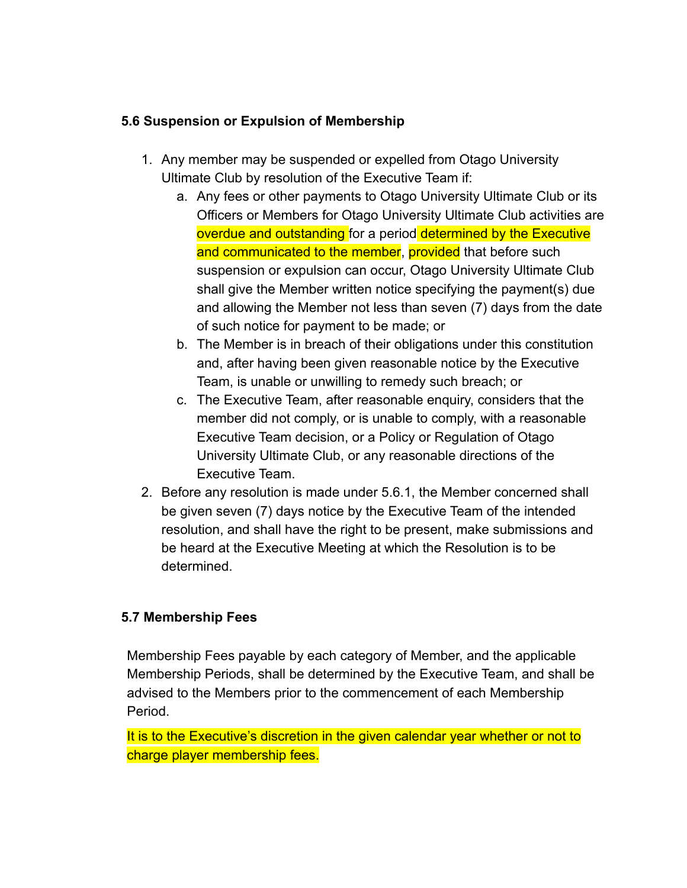### 5.6 Suspension or Expulsion of Membership

1. Any member may be suspended or expelled from Otago University Ultimate Club by resolution of the Executive Team if:
    a. Any fees or other payments to Otago University Ultimate Club or its Officers or Members for Otago University Ultimate Club activities are overdue and outstanding for a period determined by the Executive and communicated to the member, provided that before such suspension or expulsion can occur, Otago University Ultimate Club shall give the Member written notice specifying the payment(s) due and allowing the Member not less than seven (7) days from the date of such notice for payment to be made; or
    b. The Member is in breach of their obligations under this constitution and, after having been given reasonable notice by the Executive Team, is unable or unwilling to remedy such breach; or
    c. The Executive Team, after reasonable enquiry, considers that the member did not comply, or is unable to comply, with a reasonable Executive Team decision, or a Policy or Regulation of Otago University Ultimate Club, or any reasonable directions of the Executive Team.
2. Before any resolution is made under 5.6.1, the Member concerned shall be given seven (7) days notice by the Executive Team of the intended resolution, and shall have the right to be present, make submissions and be heard at the Executive Meeting at which the Resolution is to be determined.

### 5.7 Membership Fees

Membership Fees payable by each category of Member, and the applicable Membership Periods, shall be determined by the Executive Team, and shall be advised to the Members prior to the commencement of each Membership Period.

It is to the Executive's discretion in the given calendar year whether or not to charge player membership fees.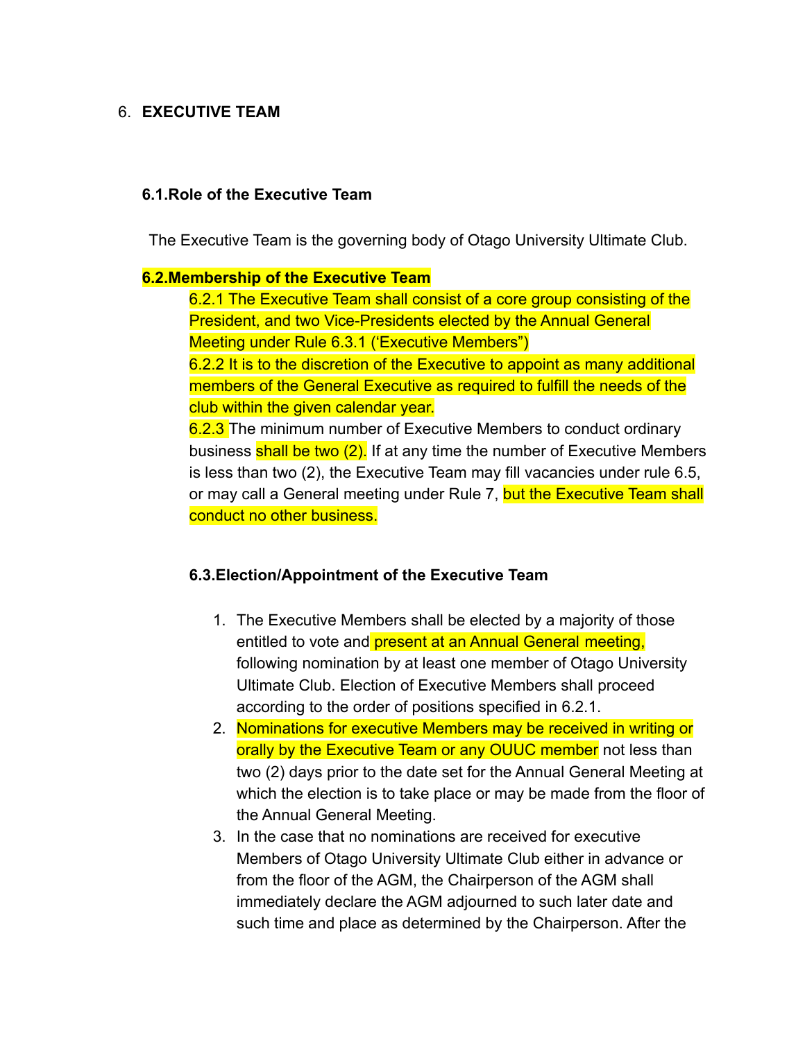## 6. EXECUTIVE TEAM

### 6.1. Role of the Executive Team

The Executive Team is the governing body of Otago University Ultimate Club.

### 6.2. Membership of the Executive Team

6.2.1 The Executive Team shall consist of a core group consisting of the President, and two Vice-Presidents elected by the Annual General Meeting under Rule 6.3.1 ('Executive Members")

6.2.2 It is to the discretion of the Executive to appoint as many additional members of the General Executive as required to fulfill the needs of the club within the given calendar year.

6.2.3 The minimum number of Executive Members to conduct ordinary business shall be two (2). If at any time the number of Executive Members is less than two (2), the Executive Team may fill vacancies under rule 6.5, or may call a General meeting under Rule 7, but the Executive Team shall conduct no other business.

### 6.3. Election/Appointment of the Executive Team

1. The Executive Members shall be elected by a majority of those entitled to vote and present at an Annual General meeting, following nomination by at least one member of Otago University Ultimate Club. Election of Executive Members shall proceed according to the order of positions specified in 6.2.1.
2. Nominations for executive Members may be received in writing or orally by the Executive Team or any OUUC member not less than two (2) days prior to the date set for the Annual General Meeting at which the election is to take place or may be made from the floor of the Annual General Meeting.
3. In the case that no nominations are received for executive Members of Otago University Ultimate Club either in advance or from the floor of the AGM, the Chairperson of the AGM shall immediately declare the AGM adjourned to such later date and such time and place as determined by the Chairperson. After the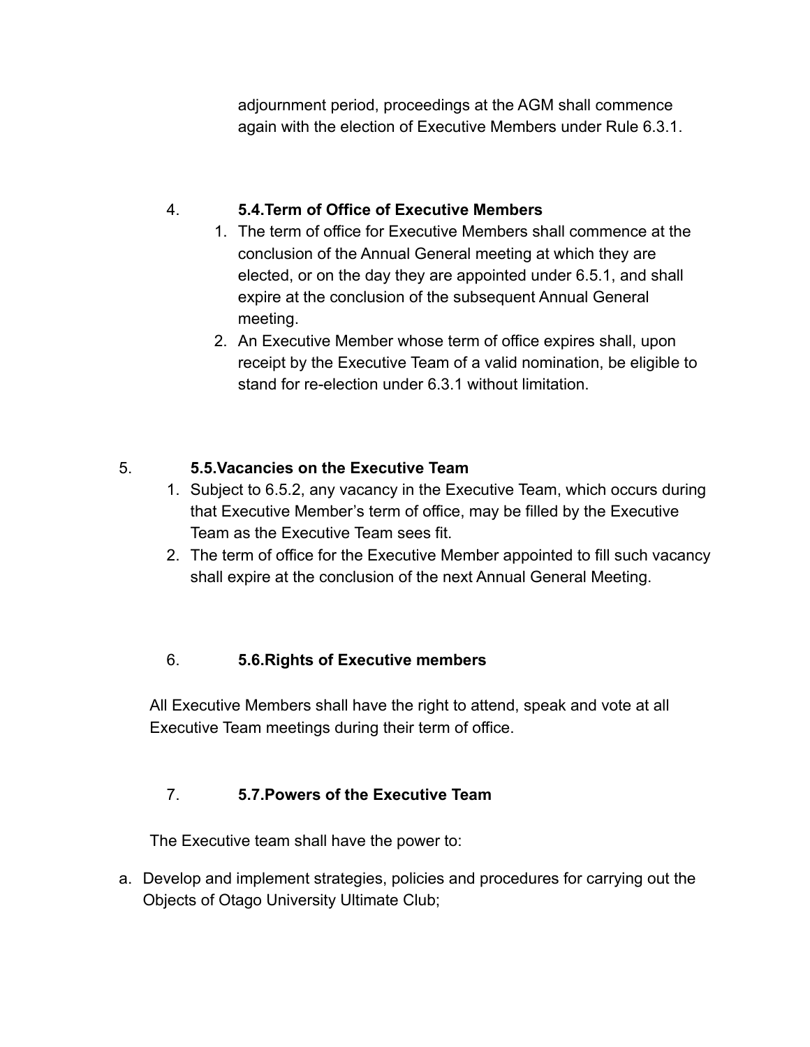adjournment period, proceedings at the AGM shall commence again with the election of Executive Members under Rule 6.3.1.

4. **5.4.Term of Office of Executive Members**
   1. The term of office for Executive Members shall commence at the conclusion of the Annual General meeting at which they are elected, or on the day they are appointed under 6.5.1, and shall expire at the conclusion of the subsequent Annual General meeting.
   2. An Executive Member whose term of office expires shall, upon receipt by the Executive Team of a valid nomination, be eligible to stand for re-election under 6.3.1 without limitation.

5. **5.5.Vacancies on the Executive Team**
   1. Subject to 6.5.2, any vacancy in the Executive Team, which occurs during that Executive Member's term of office, may be filled by the Executive Team as the Executive Team sees fit.
   2. The term of office for the Executive Member appointed to fill such vacancy shall expire at the conclusion of the next Annual General Meeting.

6. **5.6.Rights of Executive members**

All Executive Members shall have the right to attend, speak and vote at all Executive Team meetings during their term of office.

7. **5.7.Powers of the Executive Team**

The Executive team shall have the power to:

a. Develop and implement strategies, policies and procedures for carrying out the Objects of Otago University Ultimate Club;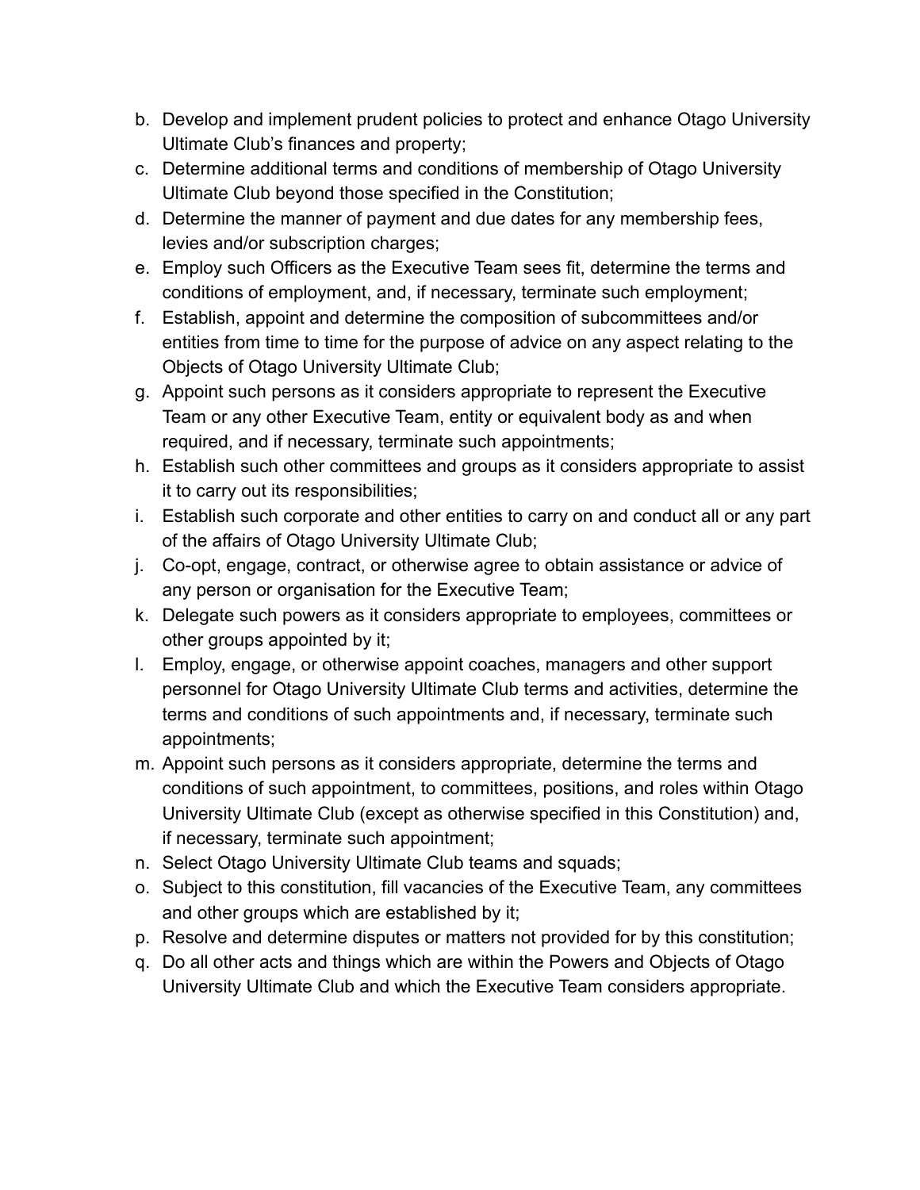b. Develop and implement prudent policies to protect and enhance Otago University Ultimate Club's finances and property;
c. Determine additional terms and conditions of membership of Otago University Ultimate Club beyond those specified in the Constitution;
d. Determine the manner of payment and due dates for any membership fees, levies and/or subscription charges;
e. Employ such Officers as the Executive Team sees fit, determine the terms and conditions of employment, and, if necessary, terminate such employment;
f. Establish, appoint and determine the composition of subcommittees and/or entities from time to time for the purpose of advice on any aspect relating to the Objects of Otago University Ultimate Club;
g. Appoint such persons as it considers appropriate to represent the Executive Team or any other Executive Team, entity or equivalent body as and when required, and if necessary, terminate such appointments;
h. Establish such other committees and groups as it considers appropriate to assist it to carry out its responsibilities;
i. Establish such corporate and other entities to carry on and conduct all or any part of the affairs of Otago University Ultimate Club;
j. Co-opt, engage, contract, or otherwise agree to obtain assistance or advice of any person or organisation for the Executive Team;
k. Delegate such powers as it considers appropriate to employees, committees or other groups appointed by it;
l. Employ, engage, or otherwise appoint coaches, managers and other support personnel for Otago University Ultimate Club terms and activities, determine the terms and conditions of such appointments and, if necessary, terminate such appointments;
m. Appoint such persons as it considers appropriate, determine the terms and conditions of such appointment, to committees, positions, and roles within Otago University Ultimate Club (except as otherwise specified in this Constitution) and, if necessary, terminate such appointment;
n. Select Otago University Ultimate Club teams and squads;
o. Subject to this constitution, fill vacancies of the Executive Team, any committees and other groups which are established by it;
p. Resolve and determine disputes or matters not provided for by this constitution;
q. Do all other acts and things which are within the Powers and Objects of Otago University Ultimate Club and which the Executive Team considers appropriate.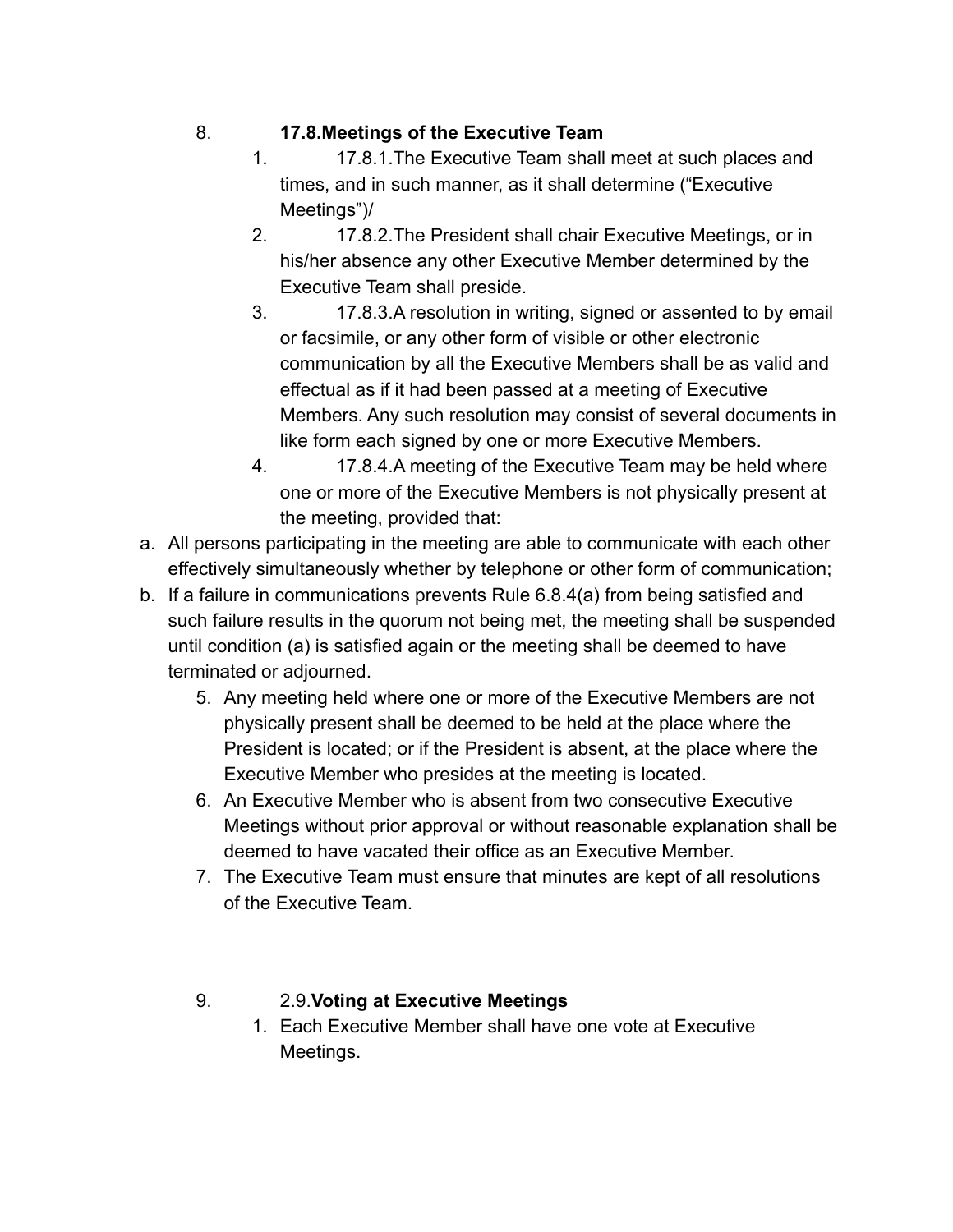8. **17.8.Meetings of the Executive Team**
    1. 17.8.1.The Executive Team shall meet at such places and times, and in such manner, as it shall determine ("Executive Meetings")/
    2. 17.8.2.The President shall chair Executive Meetings, or in his/her absence any other Executive Member determined by the Executive Team shall preside.
    3. 17.8.3.A resolution in writing, signed or assented to by email or facsimile, or any other form of visible or other electronic communication by all the Executive Members shall be as valid and effectual as if it had been passed at a meeting of Executive Members. Any such resolution may consist of several documents in like form each signed by one or more Executive Members.
    4. 17.8.4.A meeting of the Executive Team may be held where one or more of the Executive Members is not physically present at the meeting, provided that:

a. All persons participating in the meeting are able to communicate with each other effectively simultaneously whether by telephone or other form of communication;
b. If a failure in communications prevents Rule 6.8.4(a) from being satisfied and such failure results in the quorum not being met, the meeting shall be suspended until condition (a) is satisfied again or the meeting shall be deemed to have terminated or adjourned.

    5. Any meeting held where one or more of the Executive Members are not physically present shall be deemed to be held at the place where the President is located; or if the President is absent, at the place where the Executive Member who presides at the meeting is located.
    6. An Executive Member who is absent from two consecutive Executive Meetings without prior approval or without reasonable explanation shall be deemed to have vacated their office as an Executive Member.
    7. The Executive Team must ensure that minutes are kept of all resolutions of the Executive Team.

9. 2.9.**Voting at Executive Meetings**
    1. Each Executive Member shall have one vote at Executive Meetings.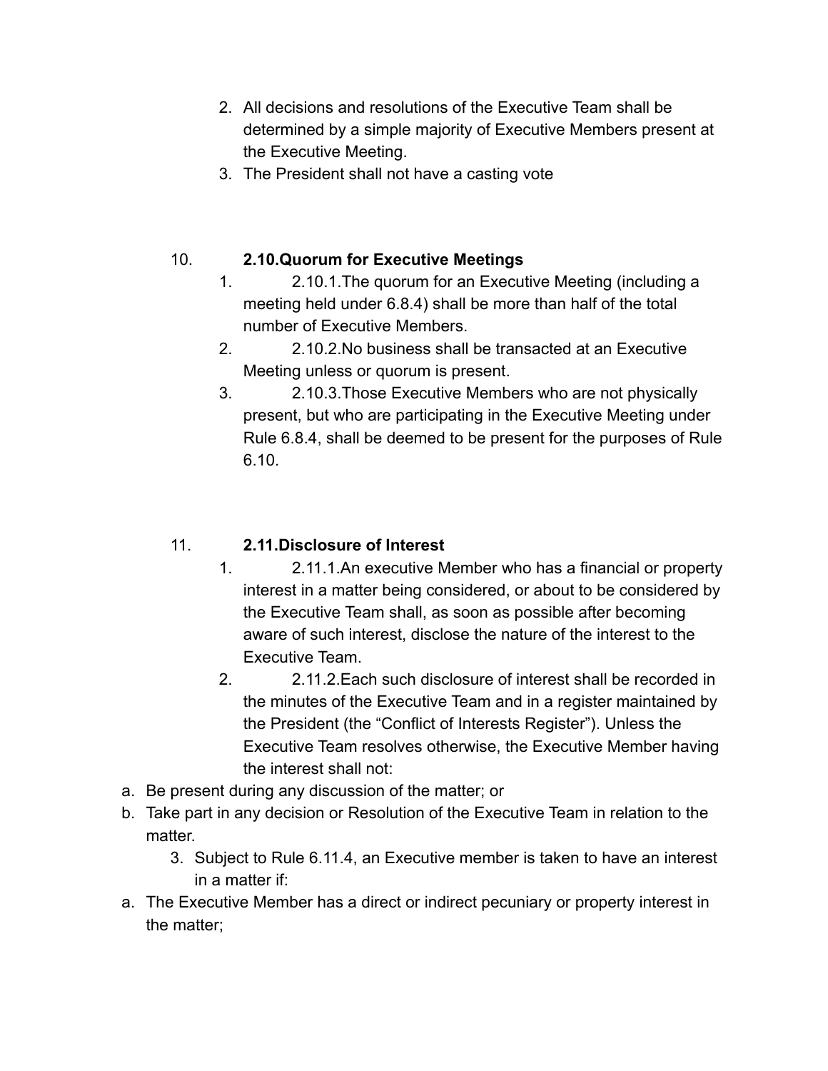2. All decisions and resolutions of the Executive Team shall be determined by a simple majority of Executive Members present at the Executive Meeting.
3. The President shall not have a casting vote

10. **2.10.Quorum for Executive Meetings**
    1. 2.10.1.The quorum for an Executive Meeting (including a meeting held under 6.8.4) shall be more than half of the total number of Executive Members.
    2. 2.10.2.No business shall be transacted at an Executive Meeting unless or quorum is present.
    3. 2.10.3.Those Executive Members who are not physically present, but who are participating in the Executive Meeting under Rule 6.8.4, shall be deemed to be present for the purposes of Rule 6.10.

11. **2.11.Disclosure of Interest**
    1. 2.11.1.An executive Member who has a financial or property interest in a matter being considered, or about to be considered by the Executive Team shall, as soon as possible after becoming aware of such interest, disclose the nature of the interest to the Executive Team.
    2. 2.11.2.Each such disclosure of interest shall be recorded in the minutes of the Executive Team and in a register maintained by the President (the "Conflict of Interests Register"). Unless the Executive Team resolves otherwise, the Executive Member having the interest shall not:

a. Be present during any discussion of the matter; or
b. Take part in any decision or Resolution of the Executive Team in relation to the matter.

3. Subject to Rule 6.11.4, an Executive member is taken to have an interest in a matter if:

a. The Executive Member has a direct or indirect pecuniary or property interest in the matter;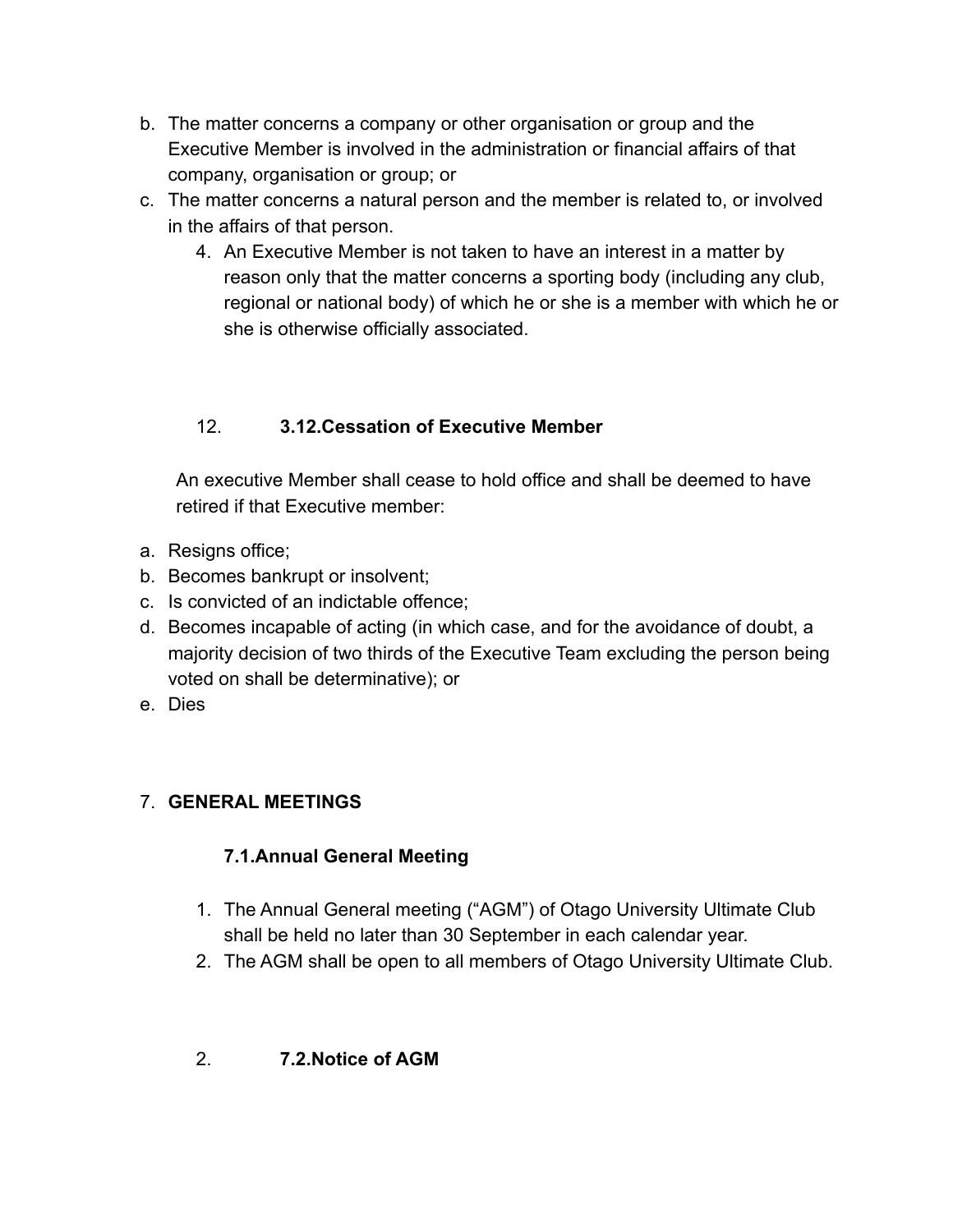b. The matter concerns a company or other organisation or group and the Executive Member is involved in the administration or financial affairs of that company, organisation or group; or
c. The matter concerns a natural person and the member is related to, or involved in the affairs of that person.

4. An Executive Member is not taken to have an interest in a matter by reason only that the matter concerns a sporting body (including any club, regional or national body) of which he or she is a member with which he or she is otherwise officially associated.

### 12. 3.12.Cessation of Executive Member

An executive Member shall cease to hold office and shall be deemed to have retired if that Executive member:

a. Resigns office;
b. Becomes bankrupt or insolvent;
c. Is convicted of an indictable offence;
d. Becomes incapable of acting (in which case, and for the avoidance of doubt, a majority decision of two thirds of the Executive Team excluding the person being voted on shall be determinative); or
e. Dies

## 7. GENERAL MEETINGS

### 7.1.Annual General Meeting

1. The Annual General meeting ("AGM") of Otago University Ultimate Club shall be held no later than 30 September in each calendar year.
2. The AGM shall be open to all members of Otago University Ultimate Club.

### 2. 7.2.Notice of AGM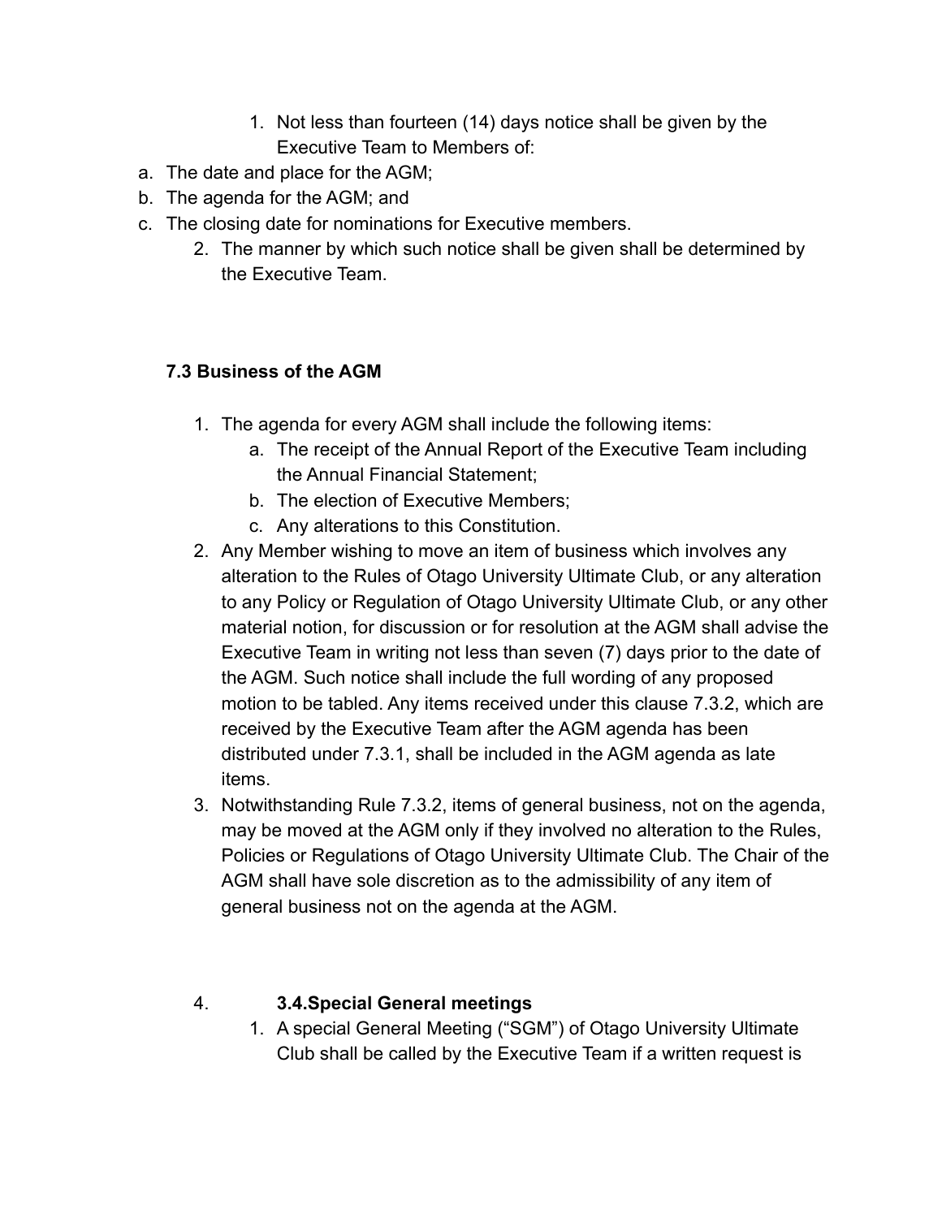1. Not less than fourteen (14) days notice shall be given by the Executive Team to Members of:

a. The date and place for the AGM;
b. The agenda for the AGM; and
c. The closing date for nominations for Executive members.

2. The manner by which such notice shall be given shall be determined by the Executive Team.

### 7.3 Business of the AGM

1. The agenda for every AGM shall include the following items:
   a. The receipt of the Annual Report of the Executive Team including the Annual Financial Statement;
   b. The election of Executive Members;
   c. Any alterations to this Constitution.
2. Any Member wishing to move an item of business which involves any alteration to the Rules of Otago University Ultimate Club, or any alteration to any Policy or Regulation of Otago University Ultimate Club, or any other material notion, for discussion or for resolution at the AGM shall advise the Executive Team in writing not less than seven (7) days prior to the date of the AGM. Such notice shall include the full wording of any proposed motion to be tabled. Any items received under this clause 7.3.2, which are received by the Executive Team after the AGM agenda has been distributed under 7.3.1, shall be included in the AGM agenda as late items.
3. Notwithstanding Rule 7.3.2, items of general business, not on the agenda, may be moved at the AGM only if they involved no alteration to the Rules, Policies or Regulations of Otago University Ultimate Club. The Chair of the AGM shall have sole discretion as to the admissibility of any item of general business not on the agenda at the AGM.

4. **3.4.Special General meetings**

   1. A special General Meeting ("SGM") of Otago University Ultimate Club shall be called by the Executive Team if a written request is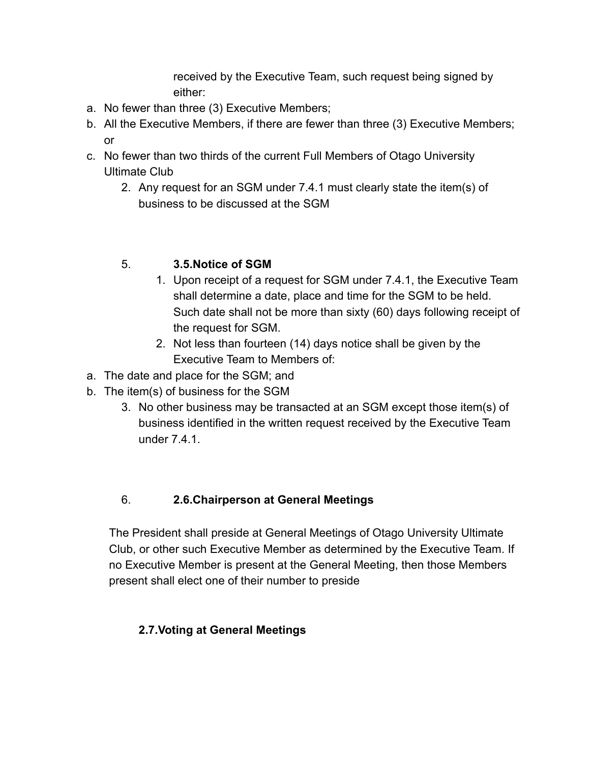received by the Executive Team, such request being signed by either:

a. No fewer than three (3) Executive Members;
b. All the Executive Members, if there are fewer than three (3) Executive Members; or
c. No fewer than two thirds of the current Full Members of Otago University Ultimate Club

2. Any request for an SGM under 7.4.1 must clearly state the item(s) of business to be discussed at the SGM

5. **3.5.Notice of SGM**

1. Upon receipt of a request for SGM under 7.4.1, the Executive Team shall determine a date, place and time for the SGM to be held. Such date shall not be more than sixty (60) days following receipt of the request for SGM.
2. Not less than fourteen (14) days notice shall be given by the Executive Team to Members of:

a. The date and place for the SGM; and
b. The item(s) of business for the SGM

3. No other business may be transacted at an SGM except those item(s) of business identified in the written request received by the Executive Team under 7.4.1.

6. **2.6.Chairperson at General Meetings**

The President shall preside at General Meetings of Otago University Ultimate Club, or other such Executive Member as determined by the Executive Team. If no Executive Member is present at the General Meeting, then those Members present shall elect one of their number to preside

**2.7.Voting at General Meetings**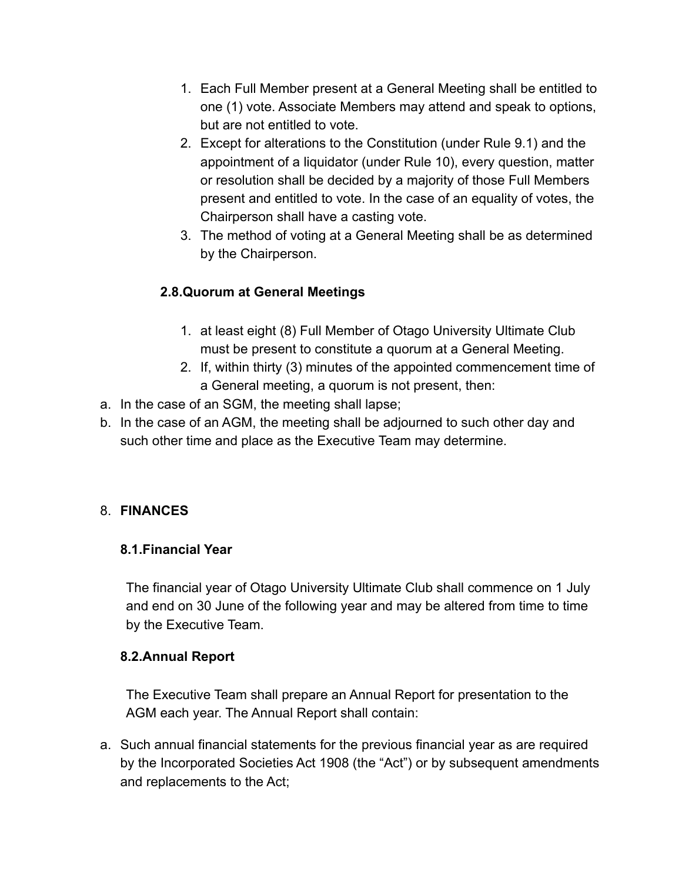1. Each Full Member present at a General Meeting shall be entitled to one (1) vote. Associate Members may attend and speak to options, but are not entitled to vote.
2. Except for alterations to the Constitution (under Rule 9.1) and the appointment of a liquidator (under Rule 10), every question, matter or resolution shall be decided by a majority of those Full Members present and entitled to vote. In the case of an equality of votes, the Chairperson shall have a casting vote.
3. The method of voting at a General Meeting shall be as determined by the Chairperson.

### 2.8.Quorum at General Meetings

1. at least eight (8) Full Member of Otago University Ultimate Club must be present to constitute a quorum at a General Meeting.
2. If, within thirty (3) minutes of the appointed commencement time of a General meeting, a quorum is not present, then:

a. In the case of an SGM, the meeting shall lapse;
b. In the case of an AGM, the meeting shall be adjourned to such other day and such other time and place as the Executive Team may determine.

## 8. FINANCES

### 8.1.Financial Year

The financial year of Otago University Ultimate Club shall commence on 1 July and end on 30 June of the following year and may be altered from time to time by the Executive Team.

### 8.2.Annual Report

The Executive Team shall prepare an Annual Report for presentation to the AGM each year. The Annual Report shall contain:

a. Such annual financial statements for the previous financial year as are required by the Incorporated Societies Act 1908 (the "Act") or by subsequent amendments and replacements to the Act;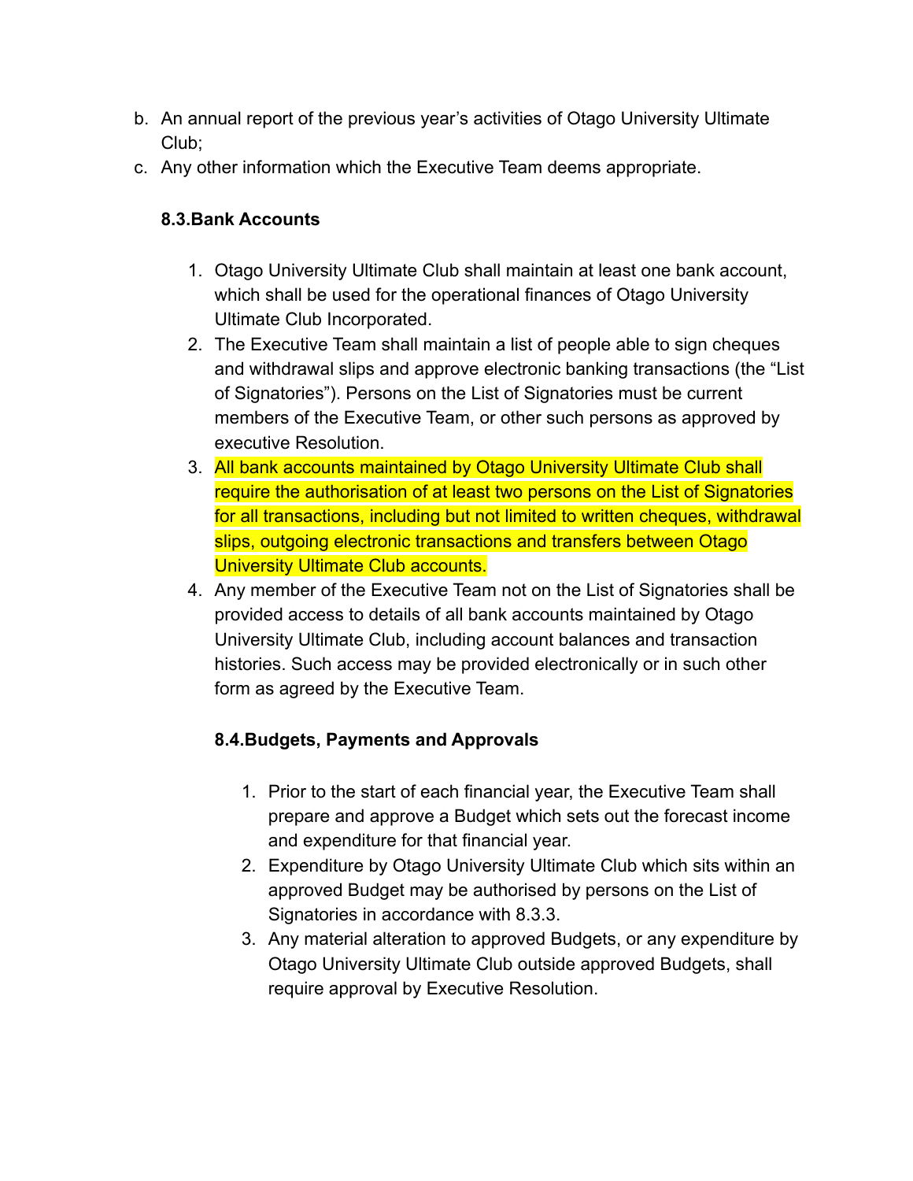b. An annual report of the previous year's activities of Otago University Ultimate Club;
c. Any other information which the Executive Team deems appropriate.

### 8.3. Bank Accounts

1. Otago University Ultimate Club shall maintain at least one bank account, which shall be used for the operational finances of Otago University Ultimate Club Incorporated.
2. The Executive Team shall maintain a list of people able to sign cheques and withdrawal slips and approve electronic banking transactions (the "List of Signatories"). Persons on the List of Signatories must be current members of the Executive Team, or other such persons as approved by executive Resolution.
3. All bank accounts maintained by Otago University Ultimate Club shall require the authorisation of at least two persons on the List of Signatories for all transactions, including but not limited to written cheques, withdrawal slips, outgoing electronic transactions and transfers between Otago University Ultimate Club accounts.
4. Any member of the Executive Team not on the List of Signatories shall be provided access to details of all bank accounts maintained by Otago University Ultimate Club, including account balances and transaction histories. Such access may be provided electronically or in such other form as agreed by the Executive Team.

### 8.4. Budgets, Payments and Approvals

1. Prior to the start of each financial year, the Executive Team shall prepare and approve a Budget which sets out the forecast income and expenditure for that financial year.
2. Expenditure by Otago University Ultimate Club which sits within an approved Budget may be authorised by persons on the List of Signatories in accordance with 8.3.3.
3. Any material alteration to approved Budgets, or any expenditure by Otago University Ultimate Club outside approved Budgets, shall require approval by Executive Resolution.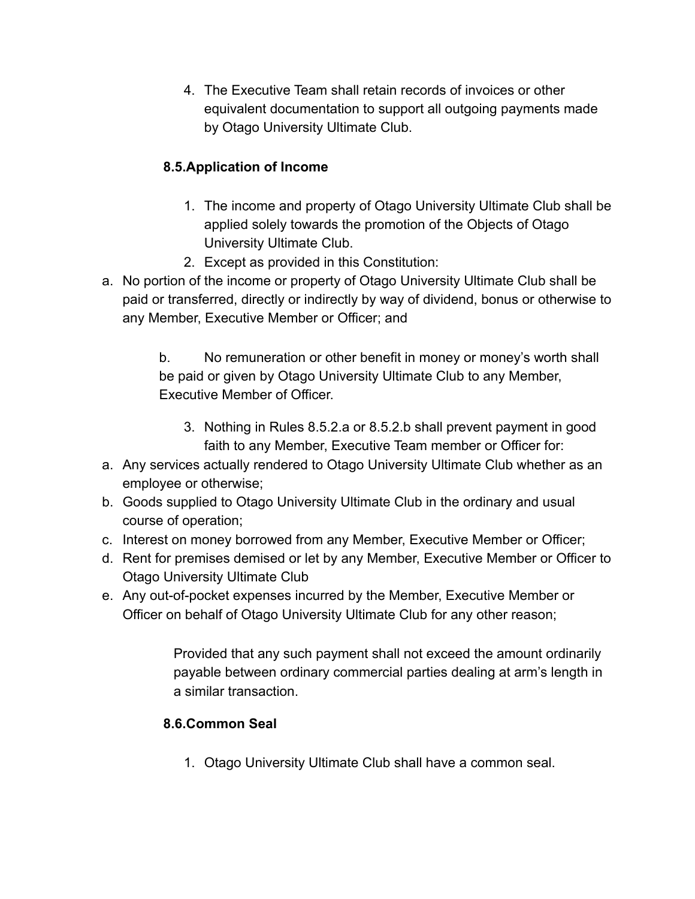4. The Executive Team shall retain records of invoices or other equivalent documentation to support all outgoing payments made by Otago University Ultimate Club.

### 8.5. Application of Income

1. The income and property of Otago University Ultimate Club shall be applied solely towards the promotion of the Objects of Otago University Ultimate Club.
2. Except as provided in this Constitution:

a. No portion of the income or property of Otago University Ultimate Club shall be paid or transferred, directly or indirectly by way of dividend, bonus or otherwise to any Member, Executive Member or Officer; and

b. No remuneration or other benefit in money or money's worth shall be paid or given by Otago University Ultimate Club to any Member, Executive Member of Officer.

3. Nothing in Rules 8.5.2.a or 8.5.2.b shall prevent payment in good faith to any Member, Executive Team member or Officer for:

a. Any services actually rendered to Otago University Ultimate Club whether as an employee or otherwise;
b. Goods supplied to Otago University Ultimate Club in the ordinary and usual course of operation;
c. Interest on money borrowed from any Member, Executive Member or Officer;
d. Rent for premises demised or let by any Member, Executive Member or Officer to Otago University Ultimate Club
e. Any out-of-pocket expenses incurred by the Member, Executive Member or Officer on behalf of Otago University Ultimate Club for any other reason;

Provided that any such payment shall not exceed the amount ordinarily payable between ordinary commercial parties dealing at arm's length in a similar transaction.

### 8.6. Common Seal

1. Otago University Ultimate Club shall have a common seal.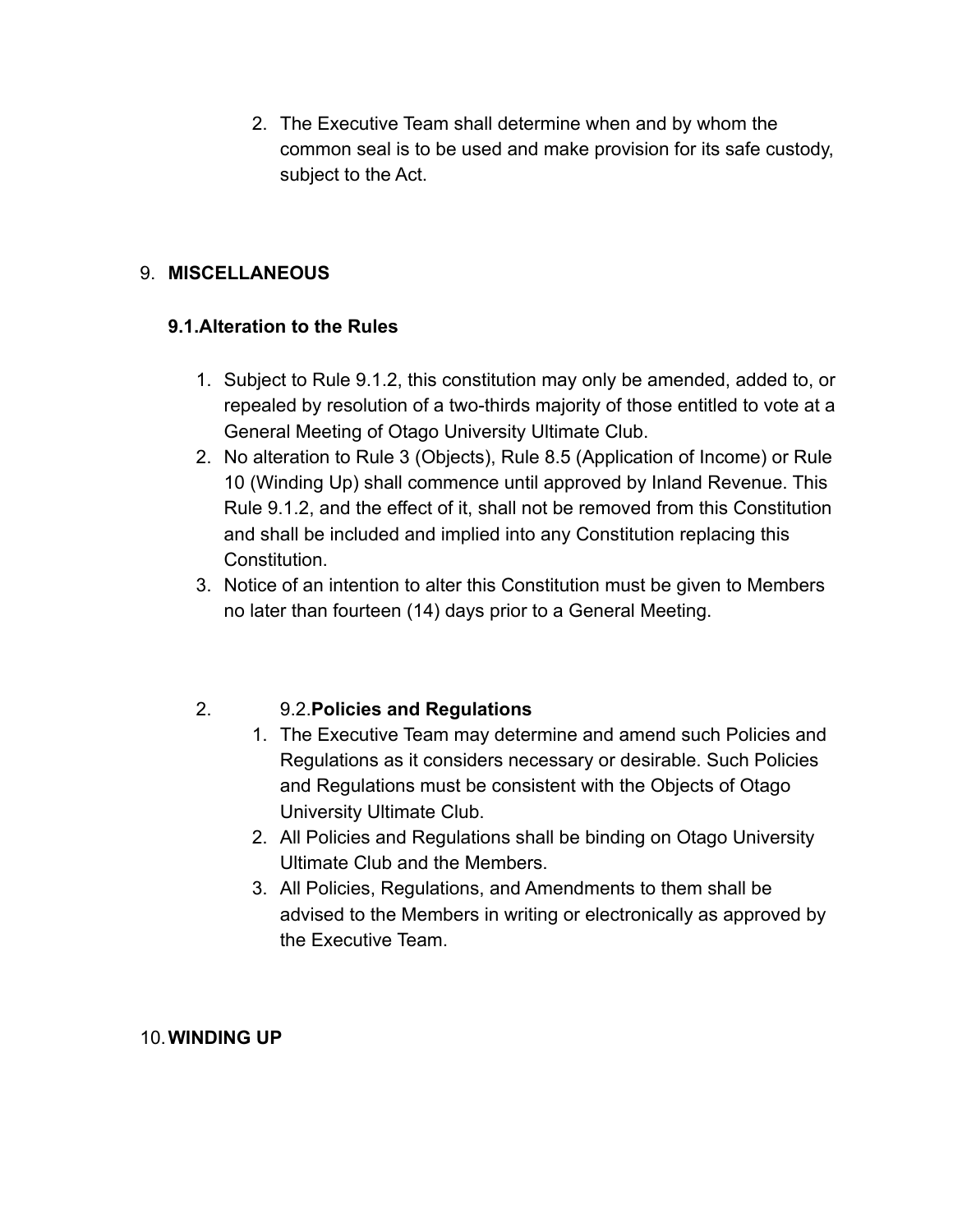2. The Executive Team shall determine when and by whom the common seal is to be used and make provision for its safe custody, subject to the Act.

## 9. MISCELLANEOUS

### 9.1. Alteration to the Rules

1. Subject to Rule 9.1.2, this constitution may only be amended, added to, or repealed by resolution of a two-thirds majority of those entitled to vote at a General Meeting of Otago University Ultimate Club.
2. No alteration to Rule 3 (Objects), Rule 8.5 (Application of Income) or Rule 10 (Winding Up) shall commence until approved by Inland Revenue. This Rule 9.1.2, and the effect of it, shall not be removed from this Constitution and shall be included and implied into any Constitution replacing this Constitution.
3. Notice of an intention to alter this Constitution must be given to Members no later than fourteen (14) days prior to a General Meeting.

### 2. 9.2. Policies and Regulations

1. The Executive Team may determine and amend such Policies and Regulations as it considers necessary or desirable. Such Policies and Regulations must be consistent with the Objects of Otago University Ultimate Club.
2. All Policies and Regulations shall be binding on Otago University Ultimate Club and the Members.
3. All Policies, Regulations, and Amendments to them shall be advised to the Members in writing or electronically as approved by the Executive Team.

## 10. WINDING UP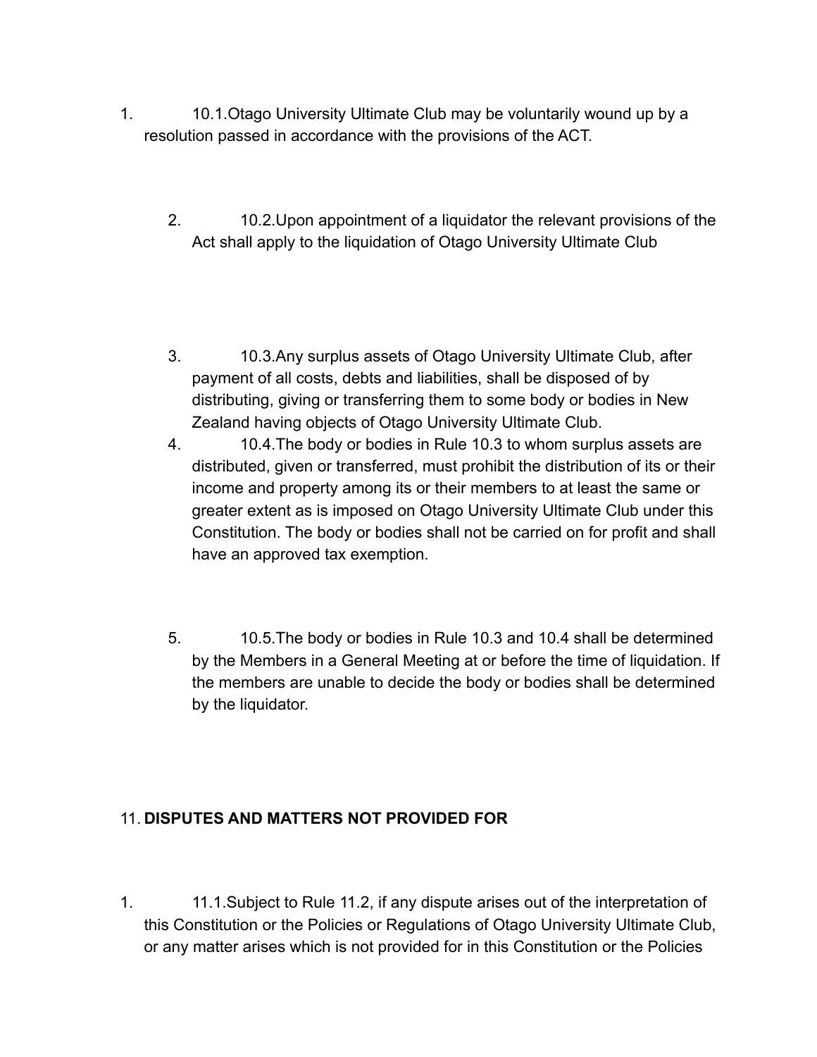1. 10.1.Otago University Ultimate Club may be voluntarily wound up by a resolution passed in accordance with the provisions of the ACT.

    2. 10.2.Upon appointment of a liquidator the relevant provisions of the Act shall apply to the liquidation of Otago University Ultimate Club

    3. 10.3.Any surplus assets of Otago University Ultimate Club, after payment of all costs, debts and liabilities, shall be disposed of by distributing, giving or transferring them to some body or bodies in New Zealand having objects of Otago University Ultimate Club.
    4. 10.4.The body or bodies in Rule 10.3 to whom surplus assets are distributed, given or transferred, must prohibit the distribution of its or their income and property among its or their members to at least the same or greater extent as is imposed on Otago University Ultimate Club under this Constitution. The body or bodies shall not be carried on for profit and shall have an approved tax exemption.

    5. 10.5.The body or bodies in Rule 10.3 and 10.4 shall be determined by the Members in a General Meeting at or before the time of liquidation. If the members are unable to decide the body or bodies shall be determined by the liquidator.

11. **DISPUTES AND MATTERS NOT PROVIDED FOR**

1. 11.1.Subject to Rule 11.2, if any dispute arises out of the interpretation of this Constitution or the Policies or Regulations of Otago University Ultimate Club, or any matter arises which is not provided for in this Constitution or the Policies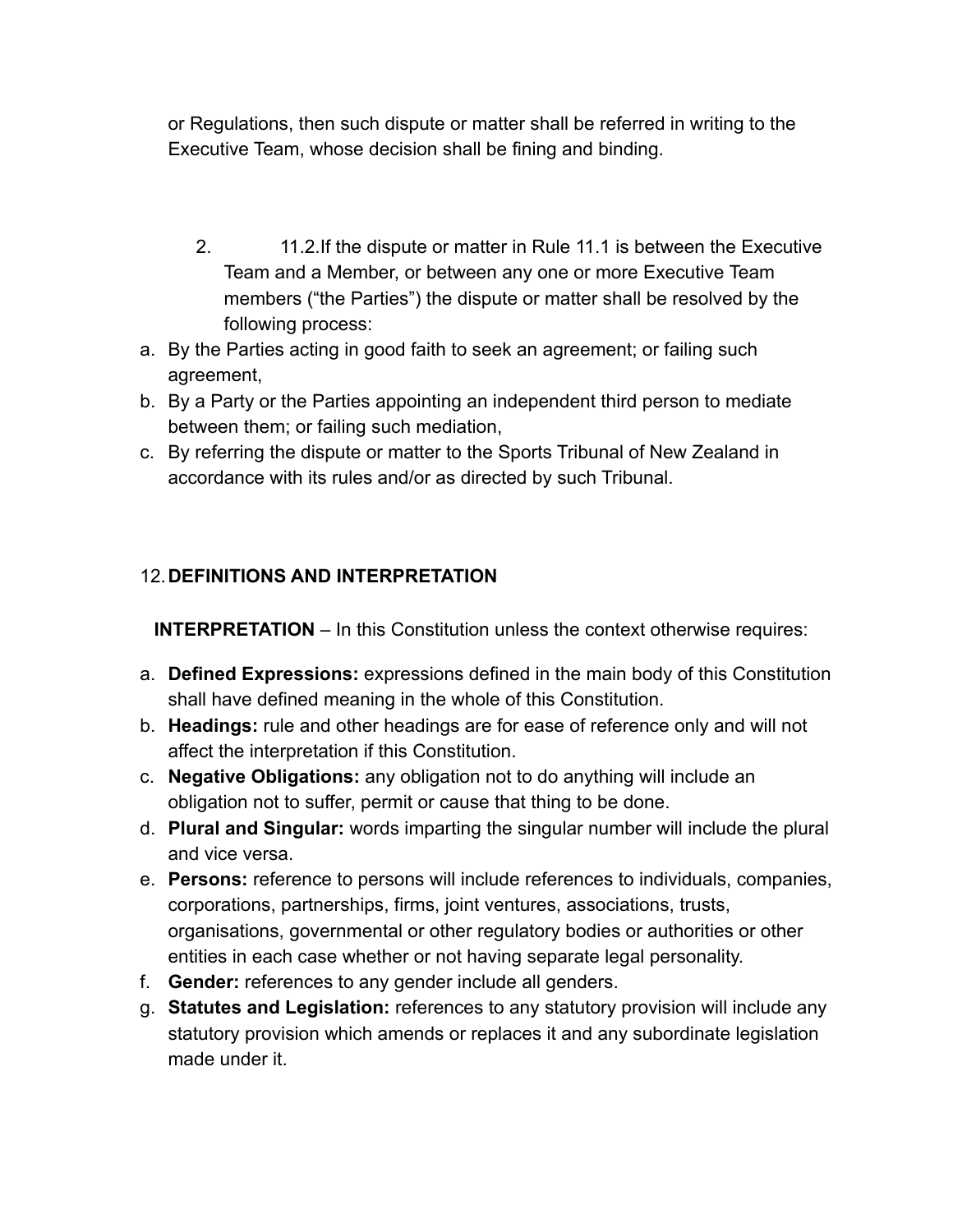or Regulations, then such dispute or matter shall be referred in writing to the Executive Team, whose decision shall be fining and binding.

2. 11.2.If the dispute or matter in Rule 11.1 is between the Executive Team and a Member, or between any one or more Executive Team members ("the Parties") the dispute or matter shall be resolved by the following process:

a. By the Parties acting in good faith to seek an agreement; or failing such agreement,
b. By a Party or the Parties appointing an independent third person to mediate between them; or failing such mediation,
c. By referring the dispute or matter to the Sports Tribunal of New Zealand in accordance with its rules and/or as directed by such Tribunal.

## 12. DEFINITIONS AND INTERPRETATION

**INTERPRETATION** – In this Constitution unless the context otherwise requires:

a. **Defined Expressions:** expressions defined in the main body of this Constitution shall have defined meaning in the whole of this Constitution.
b. **Headings:** rule and other headings are for ease of reference only and will not affect the interpretation if this Constitution.
c. **Negative Obligations:** any obligation not to do anything will include an obligation not to suffer, permit or cause that thing to be done.
d. **Plural and Singular:** words imparting the singular number will include the plural and vice versa.
e. **Persons:** reference to persons will include references to individuals, companies, corporations, partnerships, firms, joint ventures, associations, trusts, organisations, governmental or other regulatory bodies or authorities or other entities in each case whether or not having separate legal personality.
f. **Gender:** references to any gender include all genders.
g. **Statutes and Legislation:** references to any statutory provision will include any statutory provision which amends or replaces it and any subordinate legislation made under it.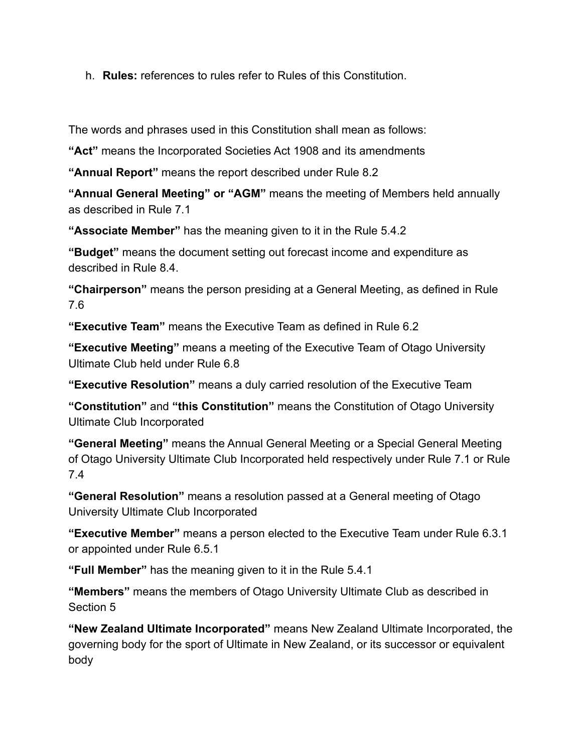h. **Rules:** references to rules refer to Rules of this Constitution.

The words and phrases used in this Constitution shall mean as follows:

**"Act"** means the Incorporated Societies Act 1908 and its amendments

**"Annual Report"** means the report described under Rule 8.2

**"Annual General Meeting" or "AGM"** means the meeting of Members held annually as described in Rule 7.1

**"Associate Member"** has the meaning given to it in the Rule 5.4.2

**"Budget"** means the document setting out forecast income and expenditure as described in Rule 8.4.

**"Chairperson"** means the person presiding at a General Meeting, as defined in Rule 7.6

**"Executive Team"** means the Executive Team as defined in Rule 6.2

**"Executive Meeting"** means a meeting of the Executive Team of Otago University Ultimate Club held under Rule 6.8

**"Executive Resolution"** means a duly carried resolution of the Executive Team

**"Constitution"** and **"this Constitution"** means the Constitution of Otago University Ultimate Club Incorporated

**"General Meeting"** means the Annual General Meeting or a Special General Meeting of Otago University Ultimate Club Incorporated held respectively under Rule 7.1 or Rule 7.4

**"General Resolution"** means a resolution passed at a General meeting of Otago University Ultimate Club Incorporated

**"Executive Member"** means a person elected to the Executive Team under Rule 6.3.1 or appointed under Rule 6.5.1

**"Full Member"** has the meaning given to it in the Rule 5.4.1

**"Members"** means the members of Otago University Ultimate Club as described in Section 5

**"New Zealand Ultimate Incorporated"** means New Zealand Ultimate Incorporated, the governing body for the sport of Ultimate in New Zealand, or its successor or equivalent body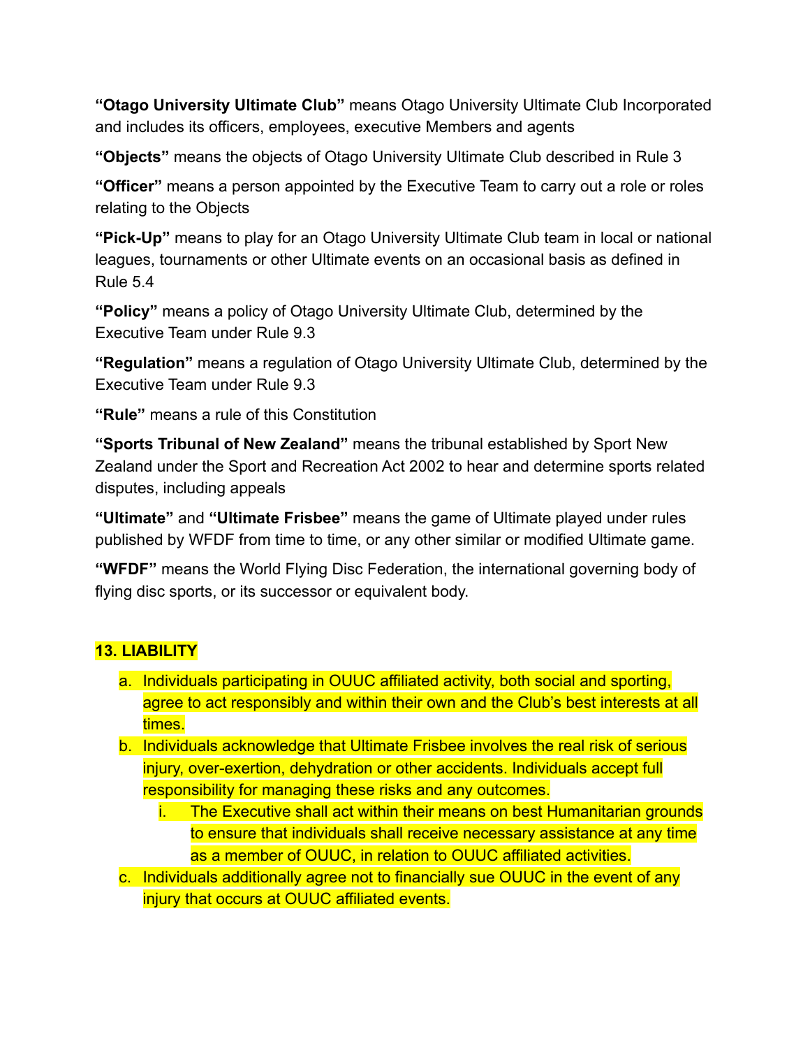**"Otago University Ultimate Club"** means Otago University Ultimate Club Incorporated and includes its officers, employees, executive Members and agents

**"Objects"** means the objects of Otago University Ultimate Club described in Rule 3

**"Officer"** means a person appointed by the Executive Team to carry out a role or roles relating to the Objects

**"Pick-Up"** means to play for an Otago University Ultimate Club team in local or national leagues, tournaments or other Ultimate events on an occasional basis as defined in Rule 5.4

**"Policy"** means a policy of Otago University Ultimate Club, determined by the Executive Team under Rule 9.3

**"Regulation"** means a regulation of Otago University Ultimate Club, determined by the Executive Team under Rule 9.3

**"Rule"** means a rule of this Constitution

**"Sports Tribunal of New Zealand"** means the tribunal established by Sport New Zealand under the Sport and Recreation Act 2002 to hear and determine sports related disputes, including appeals

**"Ultimate"** and **"Ultimate Frisbee"** means the game of Ultimate played under rules published by WFDF from time to time, or any other similar or modified Ultimate game.

**"WFDF"** means the World Flying Disc Federation, the international governing body of flying disc sports, or its successor or equivalent body.

## 13. LIABILITY

a. Individuals participating in OUUC affiliated activity, both social and sporting, agree to act responsibly and within their own and the Club's best interests at all times.
b. Individuals acknowledge that Ultimate Frisbee involves the real risk of serious injury, over-exertion, dehydration or other accidents. Individuals accept full responsibility for managing these risks and any outcomes.
    i. The Executive shall act within their means on best Humanitarian grounds to ensure that individuals shall receive necessary assistance at any time as a member of OUUC, in relation to OUUC affiliated activities.
c. Individuals additionally agree not to financially sue OUUC in the event of any injury that occurs at OUUC affiliated events.